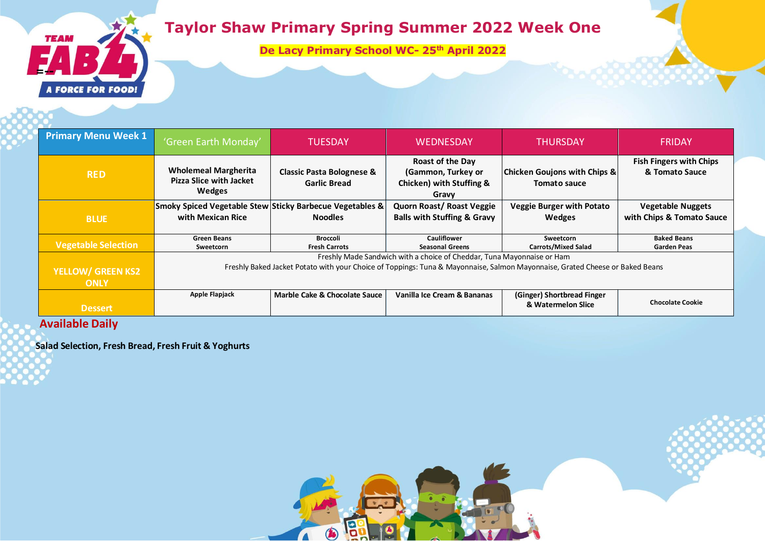# Taylor Shaw Primary Spring Summer 2022 Week One

**De Lacy Primary School WC- 25th April 2022**

| Primary Menu Week 1 | 'Green Earth Monday' | TUESDAY | WEDNESDAY | THURSDAY | FRIDAY |
|---|---|---|---|---|---|
| RED | Wholemeal Margherita Pizza Slice with Jacket Wedges | Classic Pasta Bolognese & Garlic Bread | Roast of the Day (Gammon, Turkey or Chicken) with Stuffing & Gravy | Chicken Goujons with Chips & Tomato sauce | Fish Fingers with Chips & Tomato Sauce |
| BLUE | Smoky Spiced Vegetable Stew with Mexican Rice | Sticky Barbecue Vegetables & Noodles | Quorn Roast/ Roast Veggie Balls with Stuffing & Gravy | Veggie Burger with Potato Wedges | Vegetable Nuggets with Chips & Tomato Sauce |
| Vegetable Selection | Green Beans<br>Sweetcorn | Broccoli<br>Fresh Carrots | Cauliflower<br>Seasonal Greens | Sweetcorn<br>Carrots/Mixed Salad | Baked Beans<br>Garden Peas |
| YELLOW/ GREEN KS2 ONLY | Freshly Made Sandwich with a choice of Cheddar, Tuna Mayonnaise or Ham<br>Freshly Baked Jacket Potato with your Choice of Toppings: Tuna & Mayonnaise, Salmon Mayonnaise, Grated Cheese or Baked Beans | | | | |
| Dessert | Apple Flapjack | Marble Cake & Chocolate Sauce | Vanilla Ice Cream & Bananas | (Ginger) Shortbread Finger & Watermelon Slice | Chocolate Cookie |

## Available Daily

**Salad Selection, Fresh Bread, Fresh Fruit & Yoghurts**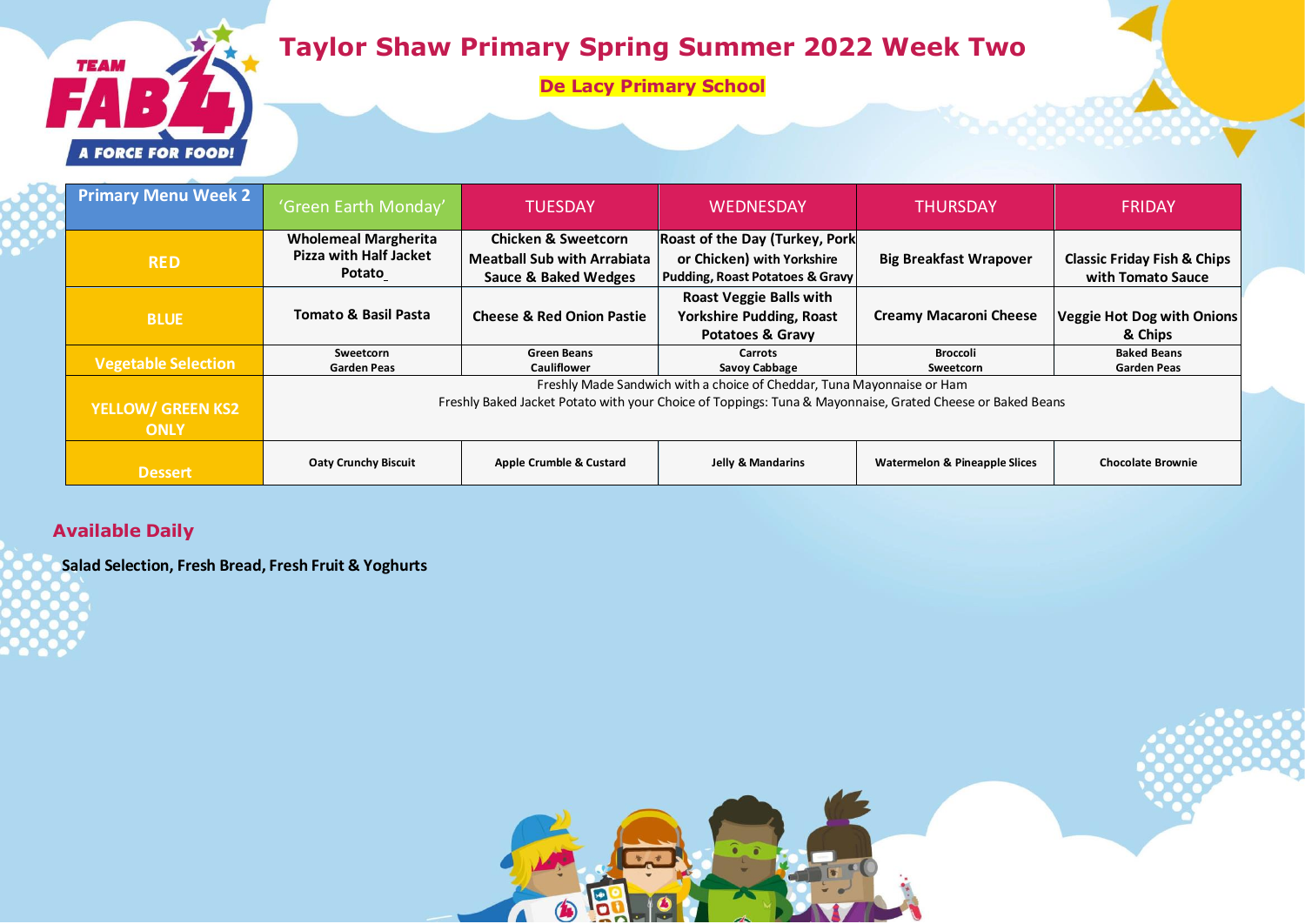# Taylor Shaw Primary Spring Summer 2022 Week Two

**De Lacy Primary School**

| Primary Menu Week 2 | 'Green Earth Monday' | TUESDAY | WEDNESDAY | THURSDAY | FRIDAY |
|---|---|---|---|---|---|
| RED | **Wholemeal Margherita Pizza with Half Jacket Potato** | **Chicken & Sweetcorn Meatball Sub with Arrabiata Sauce & Baked Wedges** | **Roast of the Day (Turkey, Pork or Chicken) with Yorkshire Pudding, Roast Potatoes & Gravy** | **Big Breakfast Wrapover** | **Classic Friday Fish & Chips with Tomato Sauce** |
| BLUE | **Tomato & Basil Pasta** | **Cheese & Red Onion Pastie** | **Roast Veggie Balls with Yorkshire Pudding, Roast Potatoes & Gravy** | **Creamy Macaroni Cheese** | **Veggie Hot Dog with Onions & Chips** |
| Vegetable Selection | **Sweetcorn Garden Peas** | **Green Beans Cauliflower** | **Carrots Savoy Cabbage** | **Broccoli Sweetcorn** | **Baked Beans Garden Peas** |
| YELLOW/ GREEN KS2 ONLY | Freshly Made Sandwich with a choice of Cheddar, Tuna Mayonnaise or Ham<br>Freshly Baked Jacket Potato with your Choice of Toppings: Tuna & Mayonnaise, Grated Cheese or Baked Beans | | | | |
| Dessert | **Oaty Crunchy Biscuit** | **Apple Crumble & Custard** | **Jelly & Mandarins** | **Watermelon & Pineapple Slices** | **Chocolate Brownie** |

## Available Daily

**Salad Selection, Fresh Bread, Fresh Fruit & Yoghurts**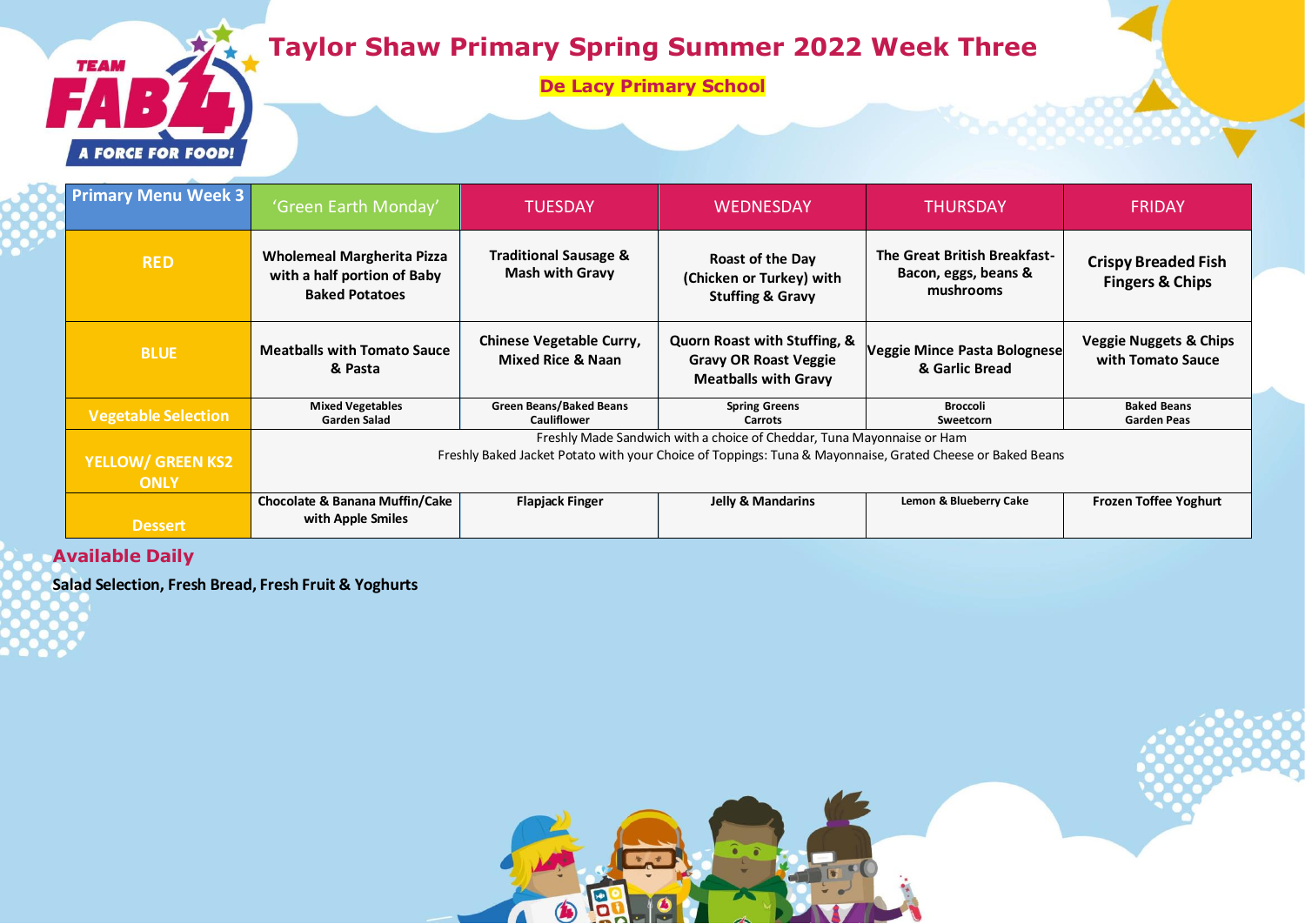# Taylor Shaw Primary Spring Summer 2022 Week Three

**De Lacy Primary School**

TEAM FAB 4 A FORCE FOR FOOD!

| Primary Menu Week 3 | 'Green Earth Monday' | TUESDAY | WEDNESDAY | THURSDAY | FRIDAY |
|---|---|---|---|---|---|
| RED | Wholemeal Margherita Pizza with a half portion of Baby Baked Potatoes | Traditional Sausage & Mash with Gravy | Roast of the Day (Chicken or Turkey) with Stuffing & Gravy | The Great British Breakfast- Bacon, eggs, beans & mushrooms | Crispy Breaded Fish Fingers & Chips |
| BLUE | Meatballs with Tomato Sauce & Pasta | Chinese Vegetable Curry, Mixed Rice & Naan | Quorn Roast with Stuffing, & Gravy OR Roast Veggie Meatballs with Gravy | Veggie Mince Pasta Bolognese & Garlic Bread | Veggie Nuggets & Chips with Tomato Sauce |
| Vegetable Selection | Mixed Vegetables<br>Garden Salad | Green Beans/Baked Beans<br>Cauliflower | Spring Greens<br>Carrots | Broccoli<br>Sweetcorn | Baked Beans<br>Garden Peas |
| YELLOW/ GREEN KS2 ONLY | Freshly Made Sandwich with a choice of Cheddar, Tuna Mayonnaise or Ham<br>Freshly Baked Jacket Potato with your Choice of Toppings: Tuna & Mayonnaise, Grated Cheese or Baked Beans | | | | |
| Dessert | Chocolate & Banana Muffin/Cake with Apple Smiles | Flapjack Finger | Jelly & Mandarins | Lemon & Blueberry Cake | Frozen Toffee Yoghurt |

## Available Daily

**Salad Selection, Fresh Bread, Fresh Fruit & Yoghurts**